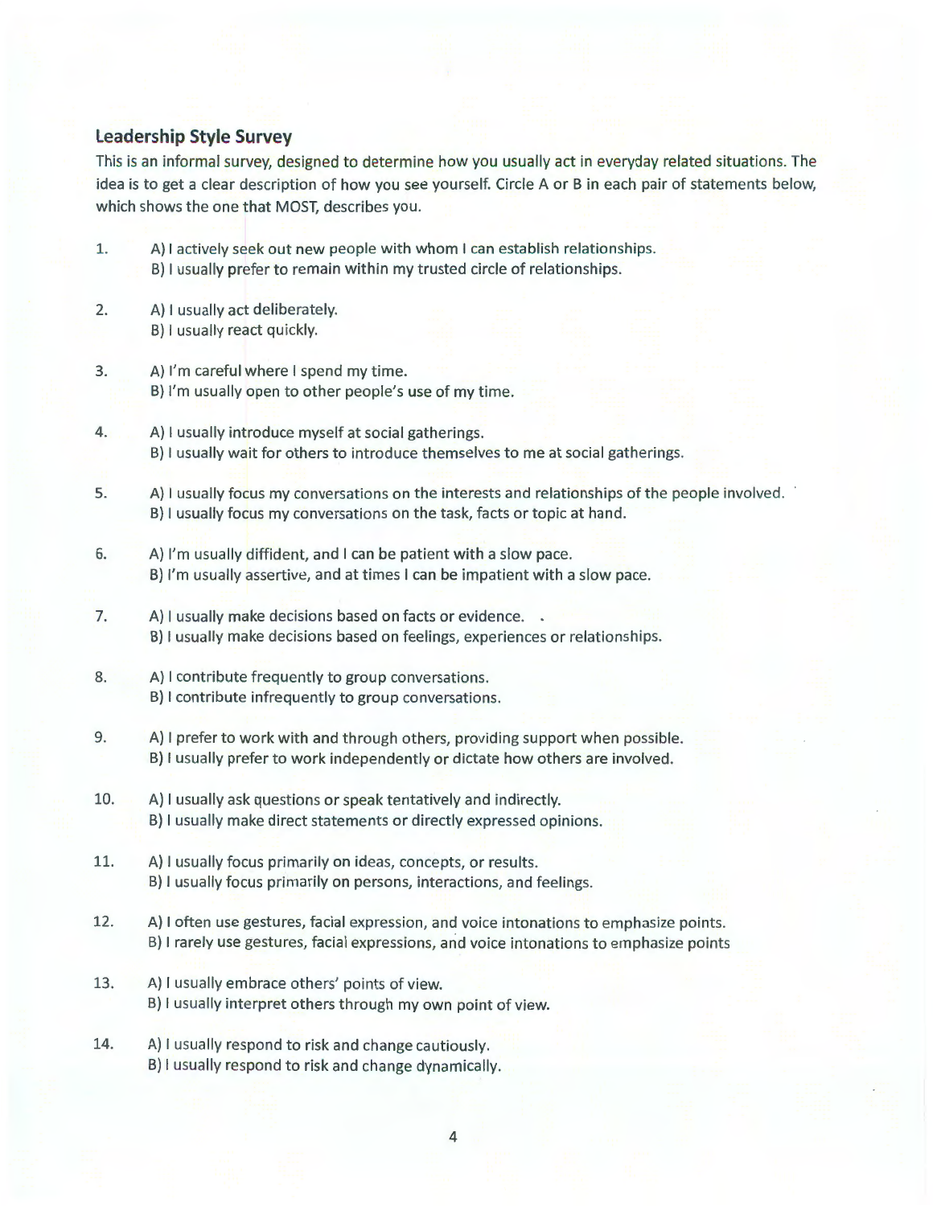## Leadership Style Survey

This is an informal survey, designed to determine how you usually act in everyday related situations. The idea is to get a clear description of how you see yourself. Circle A or B in each pair of statements below, which shows the one that MOST, describes you.

1. A) I actively seek out new people with whom I can establish relationships.
   B) I usually prefer to remain within my trusted circle of relationships.

2. A) I usually act deliberately.
   B) I usually react quickly.

3. A) I'm careful where I spend my time.
   B) I'm usually open to other people's use of my time.

4. A) I usually introduce myself at social gatherings.
   B) I usually wait for others to introduce themselves to me at social gatherings.

5. A) I usually focus my conversations on the interests and relationships of the people involved.
   B) I usually focus my conversations on the task, facts or topic at hand.

6. A) I'm usually diffident, and I can be patient with a slow pace.
   B) I'm usually assertive, and at times I can be impatient with a slow pace.

7. A) I usually make decisions based on facts or evidence.
   B) I usually make decisions based on feelings, experiences or relationships.

8. A) I contribute frequently to group conversations.
   B) I contribute infrequently to group conversations.

9. A) I prefer to work with and through others, providing support when possible.
   B) I usually prefer to work independently or dictate how others are involved.

10. A) I usually ask questions or speak tentatively and indirectly.
    B) I usually make direct statements or directly expressed opinions.

11. A) I usually focus primarily on ideas, concepts, or results.
    B) I usually focus primarily on persons, interactions, and feelings.

12. A) I often use gestures, facial expression, and voice intonations to emphasize points.
    B) I rarely use gestures, facial expressions, and voice intonations to emphasize points

13. A) I usually embrace others' points of view.
    B) I usually interpret others through my own point of view.

14. A) I usually respond to risk and change cautiously.
    B) I usually respond to risk and change dynamically.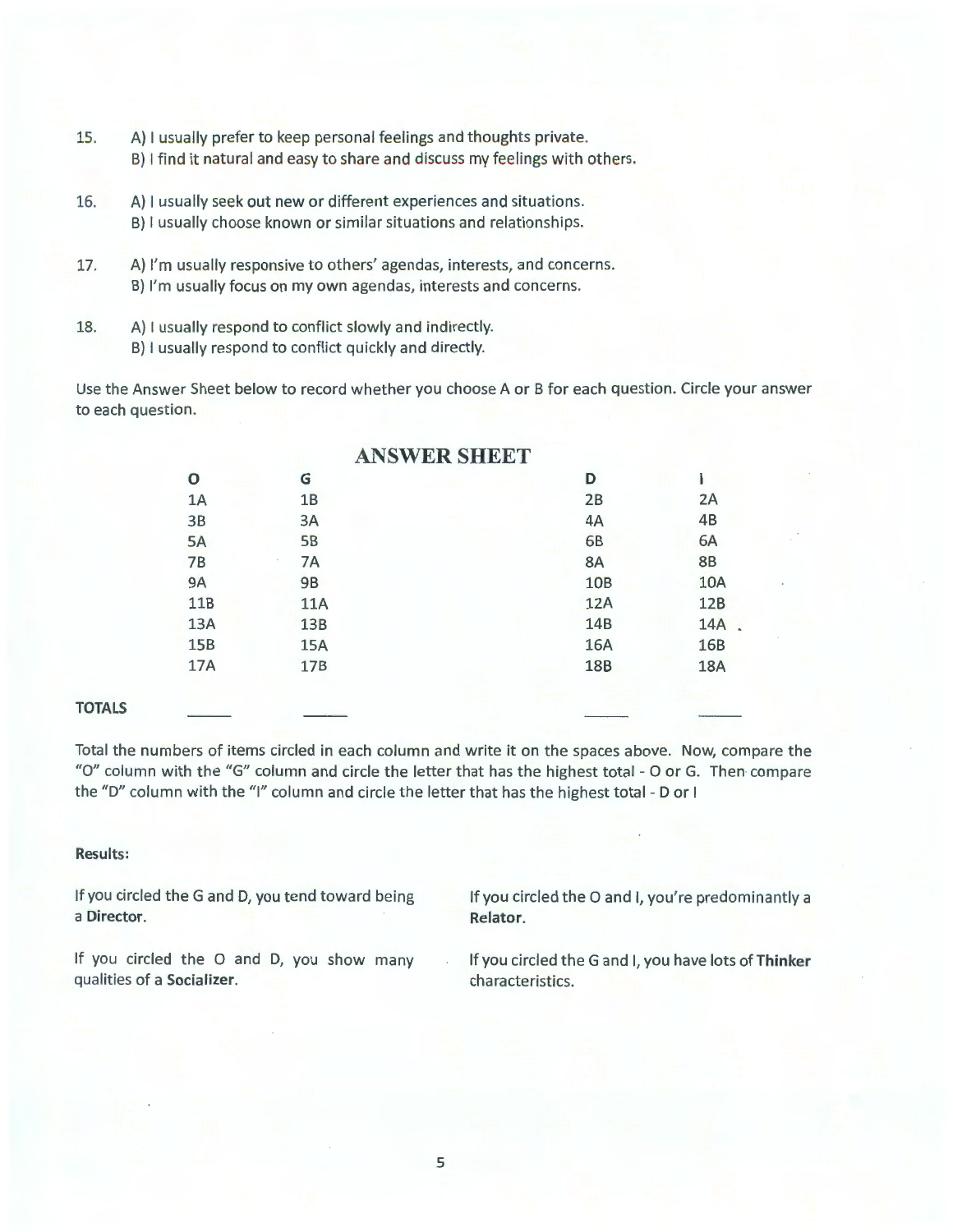15. A) I usually prefer to keep personal feelings and thoughts private.
    B) I find it natural and easy to share and discuss my feelings with others.

16. A) I usually seek out new or different experiences and situations.
    B) I usually choose known or similar situations and relationships.

17. A) I'm usually responsive to others' agendas, interests, and concerns.
    B) I'm usually focus on my own agendas, interests and concerns.

18. A) I usually respond to conflict slowly and indirectly.
    B) I usually respond to conflict quickly and directly.

Use the Answer Sheet below to record whether you choose A or B for each question. Circle your answer to each question.

## ANSWER SHEET

| | O | G | D | I |
|---|---|---|---|---|
| | 1A | 1B | 2B | 2A |
| | 3B | 3A | 4A | 4B |
| | 5A | 5B | 6B | 6A |
| | 7B | 7A | 8A | 8B |
| | 9A | 9B | 10B | 10A |
| | 11B | 11A | 12A | 12B |
| | 13A | 13B | 14B | 14A |
| | 15B | 15A | 16A | 16B |
| | 17A | 17B | 18B | 18A |
| **TOTALS** | _____ | _____ | _____ | _____ |

Total the numbers of items circled in each column and write it on the spaces above. Now, compare the "O" column with the "G" column and circle the letter that has the highest total - O or G. Then compare the "D" column with the "I" column and circle the letter that has the highest total - D or I

**Results:**

If you circled the G and D, you tend toward being a **Director**.

If you circled the O and D, you show many qualities of a **Socializer**.

If you circled the O and I, you're predominantly a **Relator**.

If you circled the G and I, you have lots of **Thinker** characteristics.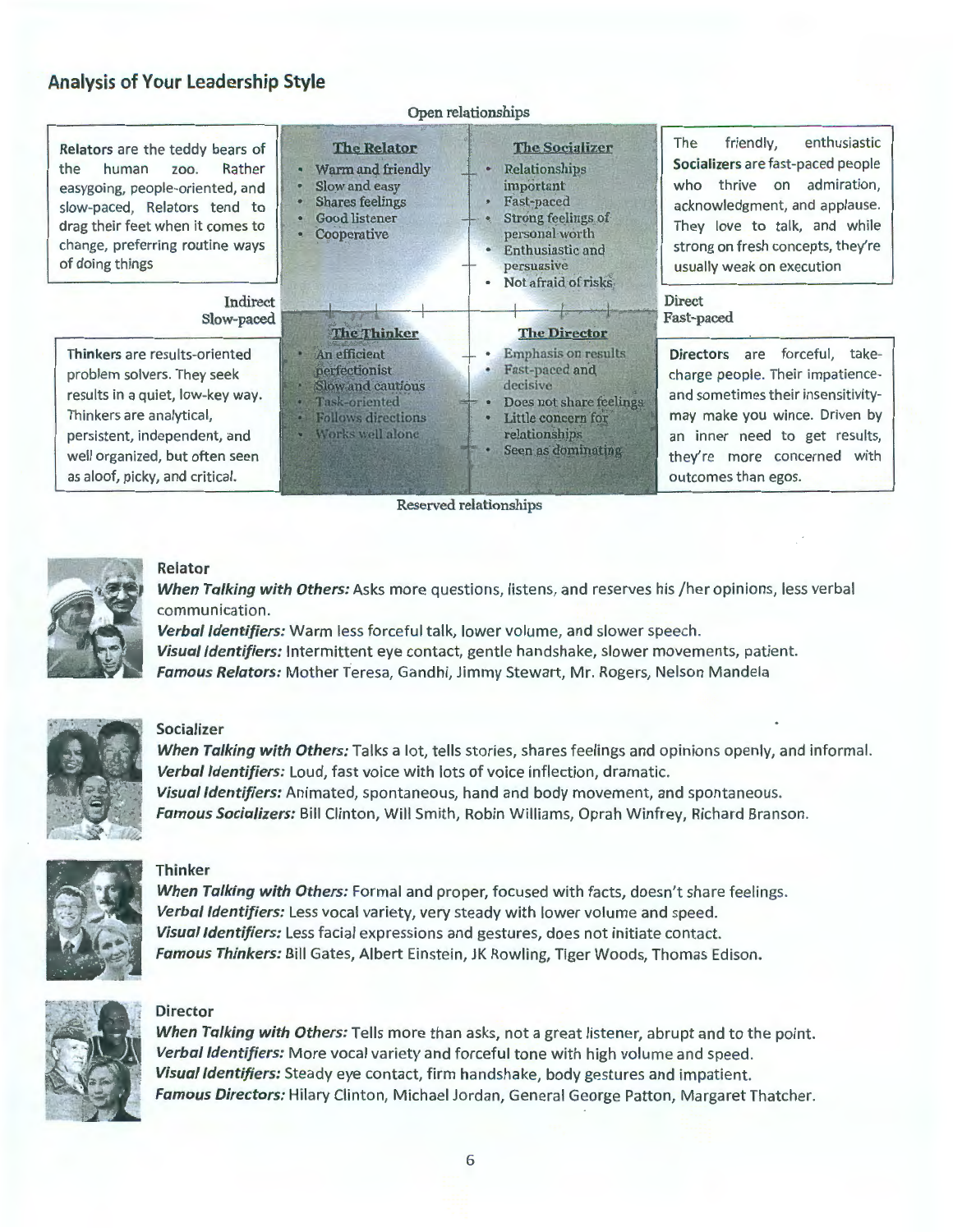## Analysis of Your Leadership Style

Open relationships

**Relators** are the teddy bears of the human zoo. Rather easygoing, people-oriented, and slow-paced, Relators tend to drag their feet when it comes to change, preferring routine ways of doing things

**The Relator**

- Warm and friendly
- Slow and easy
- Shares feelings
- Good listener
- Cooperative

**The Socializer**

- Relationships important
- Fast-paced
- Strong feelings of personal worth
- Enthusiastic and persuasive
- Not afraid of risks

The friendly, enthusiastic **Socializers** are fast-paced people who thrive on admiration, acknowledgment, and applause. They love to talk, and while strong on fresh concepts, they're usually weak on execution

Indirect
Slow-paced

Direct
Fast-paced

**Thinkers** are results-oriented problem solvers. They seek results in a quiet, low-key way. Thinkers are analytical, persistent, independent, and well organized, but often seen as aloof, picky, and critical.

**The Thinker**

- An efficient perfectionist
- Slow and cautious
- Task-oriented
- Follows directions
- Works well alone

**The Director**

- Emphasis on results
- Fast-paced and decisive
- Does not share feelings
- Little concern for relationships
- Seen as dominating

**Directors** are forceful, take-charge people. Their impatience-and sometimes their insensitivity-may make you wince. Driven by an inner need to get results, they're more concerned with outcomes than egos.

Reserved relationships

### Relator

***When Talking with Others:*** Asks more questions, listens, and reserves his /her opinions, less verbal communication.
***Verbal Identifiers:*** Warm less forceful talk, lower volume, and slower speech.
***Visual Identifiers:*** Intermittent eye contact, gentle handshake, slower movements, patient.
***Famous Relators:*** Mother Teresa, Gandhi, Jimmy Stewart, Mr. Rogers, Nelson Mandela

### Socializer

***When Talking with Others:*** Talks a lot, tells stories, shares feelings and opinions openly, and informal.
***Verbal Identifiers:*** Loud, fast voice with lots of voice inflection, dramatic.
***Visual Identifiers:*** Animated, spontaneous, hand and body movement, and spontaneous.
***Famous Socializers:*** Bill Clinton, Will Smith, Robin Williams, Oprah Winfrey, Richard Branson.

### Thinker

***When Talking with Others:*** Formal and proper, focused with facts, doesn't share feelings.
***Verbal Identifiers:*** Less vocal variety, very steady with lower volume and speed.
***Visual Identifiers:*** Less facial expressions and gestures, does not initiate contact.
***Famous Thinkers:*** Bill Gates, Albert Einstein, JK Rowling, Tiger Woods, Thomas Edison.

### Director

***When Talking with Others:*** Tells more than asks, not a great listener, abrupt and to the point.
***Verbal Identifiers:*** More vocal variety and forceful tone with high volume and speed.
***Visual Identifiers:*** Steady eye contact, firm handshake, body gestures and impatient.
***Famous Directors:*** Hilary Clinton, Michael Jordan, General George Patton, Margaret Thatcher.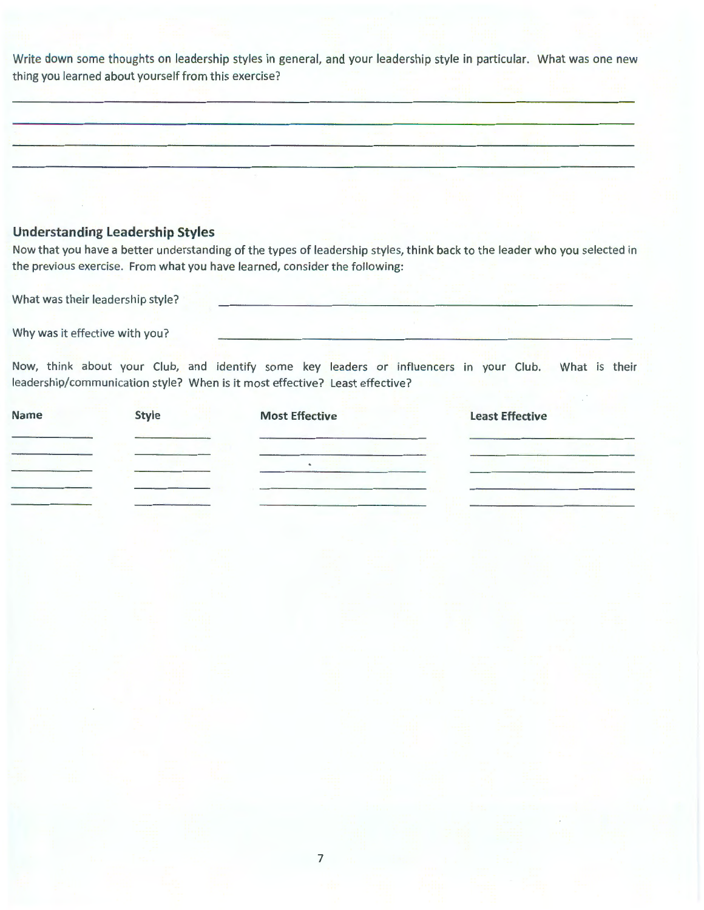Write down some thoughts on leadership styles in general, and your leadership style in particular. What was one new thing you learned about yourself from this exercise?

______________________________________________________________________________

______________________________________________________________________________

______________________________________________________________________________

______________________________________________________________________________

## Understanding Leadership Styles

Now that you have a better understanding of the types of leadership styles, think back to the leader who you selected in the previous exercise. From what you have learned, consider the following:

What was their leadership style? ______________________________________________

Why was it effective with you? ______________________________________________

Now, think about your Club, and identify some key leaders or influencers in your Club. What is their leadership/communication style? When is it most effective? Least effective?

| Name | Style | Most Effective | Least Effective |
| --- | --- | --- | --- |
| | | | |
| | | | |
| | | | |
| | | | |
| | | | |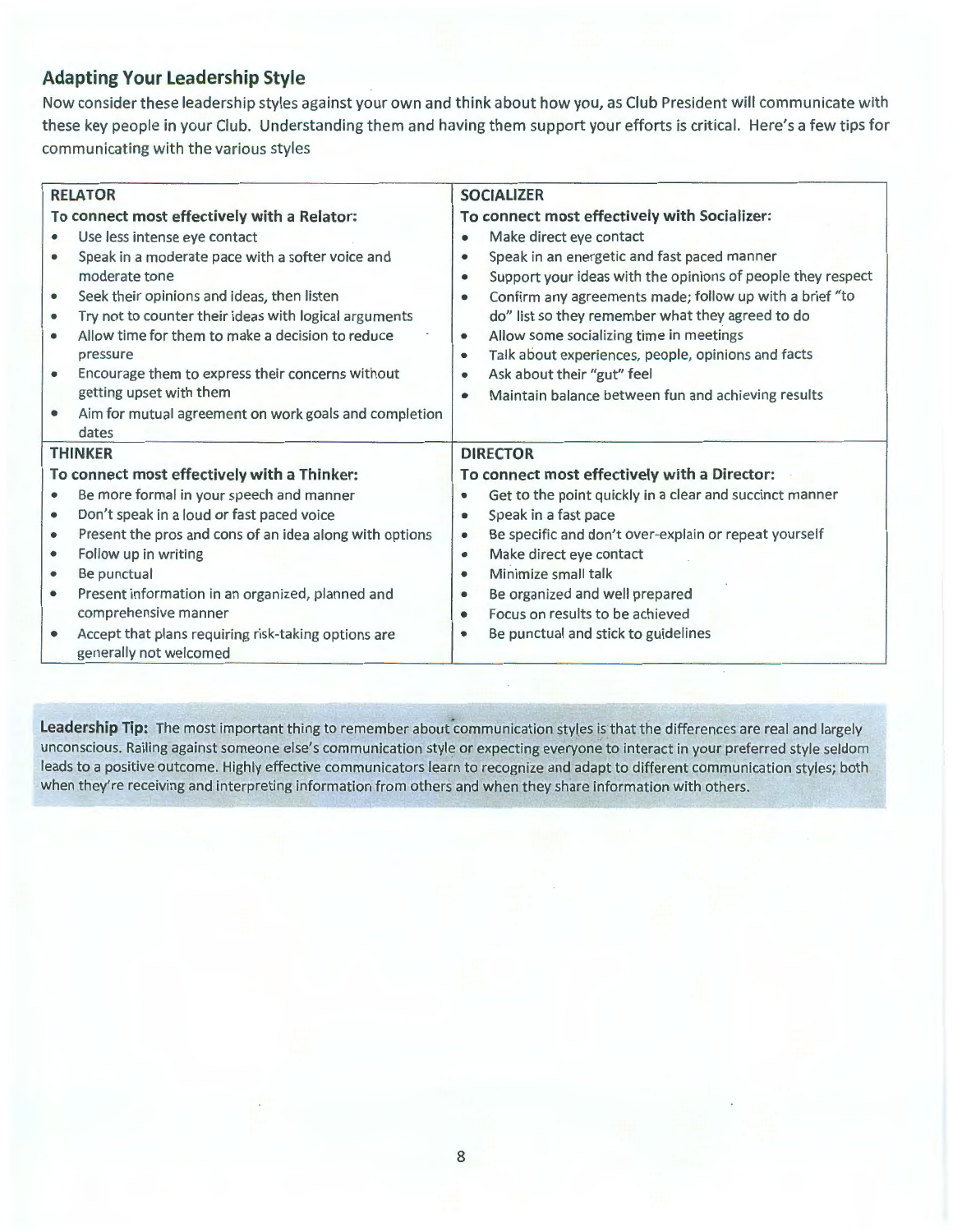## Adapting Your Leadership Style

Now consider these leadership styles against your own and think about how you, as Club President will communicate with these key people in your Club. Understanding them and having them support your efforts is critical. Here's a few tips for communicating with the various styles

| | |
|---|---|
| **RELATOR**<br>**To connect most effectively with a Relator:**<br>• Use less intense eye contact<br>• Speak in a moderate pace with a softer voice and moderate tone<br>• Seek their opinions and ideas, then listen<br>• Try not to counter their ideas with logical arguments<br>• Allow time for them to make a decision to reduce pressure<br>• Encourage them to express their concerns without getting upset with them<br>• Aim for mutual agreement on work goals and completion dates | **SOCIALIZER**<br>**To connect most effectively with Socializer:**<br>• Make direct eye contact<br>• Speak in an energetic and fast paced manner<br>• Support your ideas with the opinions of people they respect<br>• Confirm any agreements made; follow up with a brief "to do" list so they remember what they agreed to do<br>• Allow some socializing time in meetings<br>• Talk about experiences, people, opinions and facts<br>• Ask about their "gut" feel<br>• Maintain balance between fun and achieving results |
| **THINKER**<br>**To connect most effectively with a Thinker:**<br>• Be more formal in your speech and manner<br>• Don't speak in a loud or fast paced voice<br>• Present the pros and cons of an idea along with options<br>• Follow up in writing<br>• Be punctual<br>• Present information in an organized, planned and comprehensive manner<br>• Accept that plans requiring risk-taking options are generally not welcomed | **DIRECTOR**<br>**To connect most effectively with a Director:**<br>• Get to the point quickly in a clear and succinct manner<br>• Speak in a fast pace<br>• Be specific and don't over-explain or repeat yourself<br>• Make direct eye contact<br>• Minimize small talk<br>• Be organized and well prepared<br>• Focus on results to be achieved<br>• Be punctual and stick to guidelines |

**Leadership Tip:** The most important thing to remember about communication styles is that the differences are real and largely unconscious. Railing against someone else's communication style or expecting everyone to interact in your preferred style seldom leads to a positive outcome. Highly effective communicators learn to recognize and adapt to different communication styles; both when they're receiving and interpreting information from others and when they share information with others.